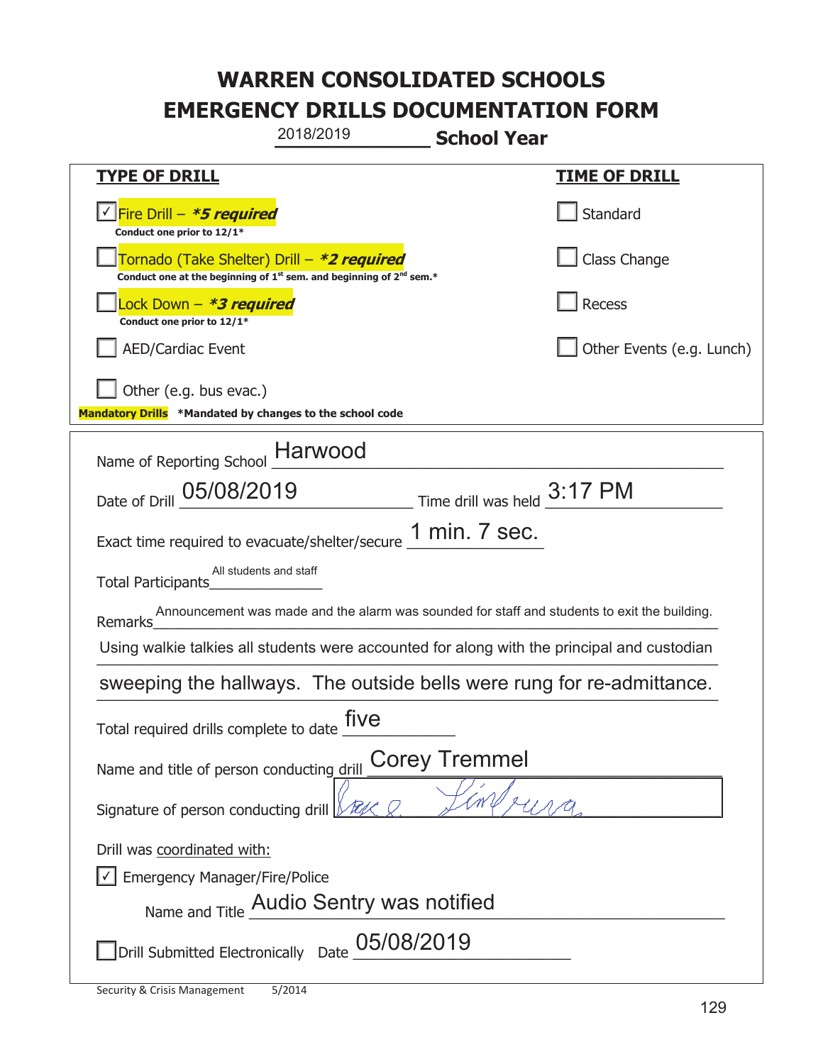# WARREN CONSOLIDATED SCHOOLS
# EMERGENCY DRILLS DOCUMENTATION FORM

2018/2019 **School Year**

| **TYPE OF DRILL** | **TIME OF DRILL** |
|---|---|
| ☑ Fire Drill – ***5 required***<br>**Conduct one prior to 12/1*** | ☐ Standard |
| ☐ Tornado (Take Shelter) Drill – ***2 required***<br>**Conduct one at the beginning of 1st sem. and beginning of 2nd sem.*** | ☐ Class Change |
| ☐ Lock Down – ***3 required***<br>**Conduct one prior to 12/1*** | ☐ Recess |
| ☐ AED/Cardiac Event | ☐ Other Events (e.g. Lunch) |
| ☐ Other (e.g. bus evac.) | |

**Mandatory Drills** ***Mandated by changes to the school code**

Name of Reporting School: Harwood

Date of Drill: 05/08/2019 Time drill was held: 3:17 PM

Exact time required to evacuate/shelter/secure: 1 min. 7 sec.

Total Participants: All students and staff

Remarks: Announcement was made and the alarm was sounded for staff and students to exit the building. Using walkie talkies all students were accounted for along with the principal and custodian sweeping the hallways. The outside bells were rung for re-admittance.

Total required drills complete to date: five

Name and title of person conducting drill: Corey Tremmel

Signature of person conducting drill: [signature]

Drill was coordinated with:

☑ Emergency Manager/Fire/Police

Name and Title: Audio Sentry was notified

☐ Drill Submitted Electronically Date: 05/08/2019

Security & Crisis Management 5/2014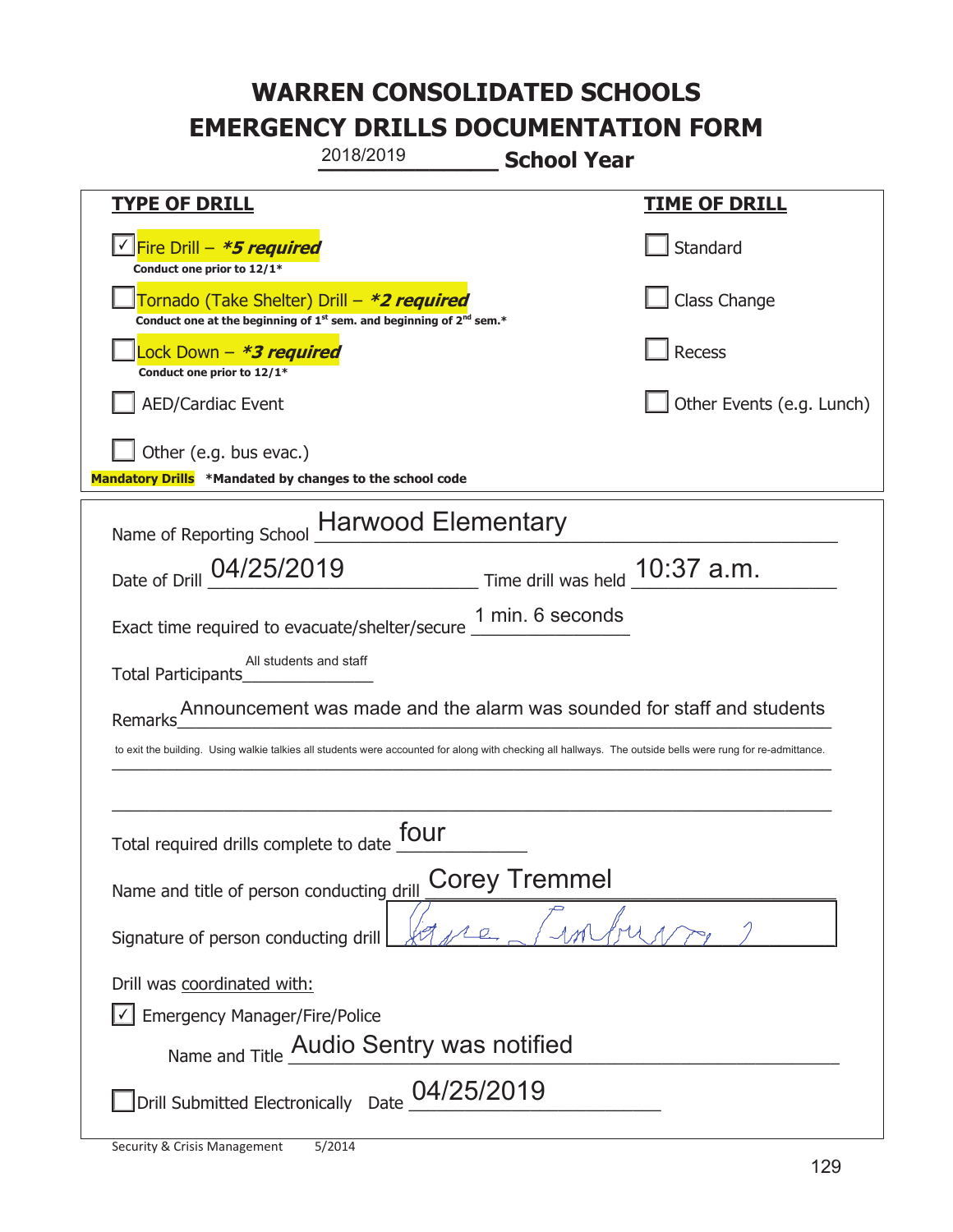# WARREN CONSOLIDATED SCHOOLS
# EMERGENCY DRILLS DOCUMENTATION FORM

2018/2019 **School Year**

| **TYPE OF DRILL** | **TIME OF DRILL** |
|---|---|
| ☑ Fire Drill – ***5 required*** <br> **Conduct one prior to 12/1*** | ☐ Standard |
| ☐ Tornado (Take Shelter) Drill – ***2 required*** <br> **Conduct one at the beginning of 1st sem. and beginning of 2nd sem.*** | ☐ Class Change |
| ☐ Lock Down – ***3 required*** <br> **Conduct one prior to 12/1*** | ☐ Recess |
| ☐ AED/Cardiac Event | ☐ Other Events (e.g. Lunch) |
| ☐ Other (e.g. bus evac.) | |

**Mandatory Drills** ***Mandated by changes to the school code**

Name of Reporting School: Harwood Elementary

Date of Drill: 04/25/2019 Time drill was held: 10:37 a.m.

Exact time required to evacuate/shelter/secure: 1 min. 6 seconds

Total Participants: All students and staff

Remarks: Announcement was made and the alarm was sounded for staff and students to exit the building. Using walkie talkies all students were accounted for along with checking all hallways. The outside bells were rung for re-admittance.

Total required drills complete to date: four

Name and title of person conducting drill: Corey Tremmel

Signature of person conducting drill: [signature]

Drill was coordinated with:

☑ Emergency Manager/Fire/Police

Name and Title: Audio Sentry was notified

☐ Drill Submitted Electronically Date: 04/25/2019

Security & Crisis Management 5/2014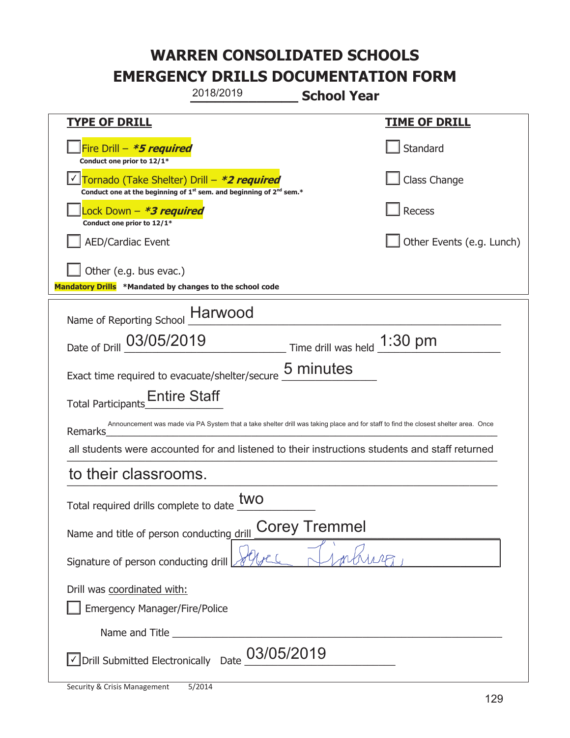# WARREN CONSOLIDATED SCHOOLS
# EMERGENCY DRILLS DOCUMENTATION FORM

2018/2019 **School Year**

| **TYPE OF DRILL** | **TIME OF DRILL** |
|---|---|
| ☐ Fire Drill – ***5 required*** <br> **Conduct one prior to 12/1*** | ☐ Standard |
| ☑ Tornado (Take Shelter) Drill – ***2 required*** <br> **Conduct one at the beginning of 1st sem. and beginning of 2nd sem.*** | ☐ Class Change |
| ☐ Lock Down – ***3 required*** <br> **Conduct one prior to 12/1*** | ☐ Recess |
| ☐ AED/Cardiac Event | ☐ Other Events (e.g. Lunch) |
| ☐ Other (e.g. bus evac.) | |

**Mandatory Drills** ***Mandated by changes to the school code**

Name of Reporting School: Harwood

Date of Drill: 03/05/2019 Time drill was held: 1:30 pm

Exact time required to evacuate/shelter/secure: 5 minutes

Total Participants: Entire Staff

Remarks: Announcement was made via PA System that a take shelter drill was taking place and for staff to find the closest shelter area. Once all students were accounted for and listened to their instructions students and staff returned to their classrooms.

Total required drills complete to date: two

Name and title of person conducting drill: Corey Tremmel

Signature of person conducting drill: [signature]

Drill was coordinated with:

☐ Emergency Manager/Fire/Police

Name and Title ______________________

☑ Drill Submitted Electronically Date: 03/05/2019

Security & Crisis Management 5/2014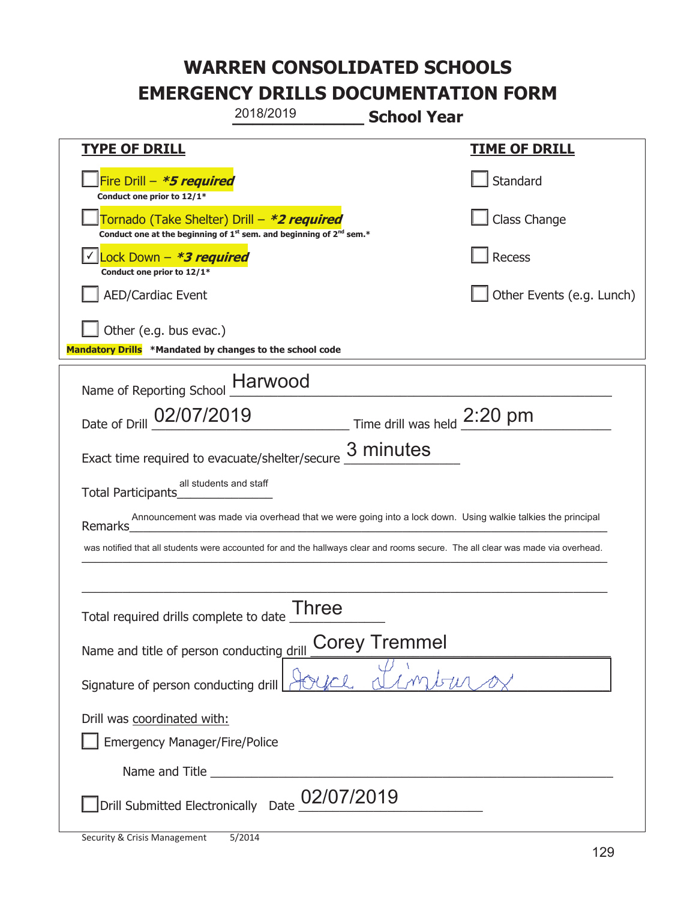# WARREN CONSOLIDATED SCHOOLS
# EMERGENCY DRILLS DOCUMENTATION FORM

2018/2019 **School Year**

| **TYPE OF DRILL** | **TIME OF DRILL** |
|---|---|
| ☐ Fire Drill – ***5 required*** <br> **Conduct one prior to 12/1*** | ☐ Standard |
| ☐ Tornado (Take Shelter) Drill – ***2 required*** <br> **Conduct one at the beginning of 1st sem. and beginning of 2nd sem.*** | ☐ Class Change |
| ☑ Lock Down – ***3 required*** <br> **Conduct one prior to 12/1*** | ☐ Recess |
| ☐ AED/Cardiac Event | ☐ Other Events (e.g. Lunch) |
| ☐ Other (e.g. bus evac.) | |

**Mandatory Drills** **\*Mandated by changes to the school code**

Name of Reporting School: Harwood

Date of Drill: 02/07/2019 Time drill was held: 2:20 pm

Exact time required to evacuate/shelter/secure: 3 minutes

Total Participants: all students and staff

Remarks: Announcement was made via overhead that we were going into a lock down. Using walkie talkies the principal was notified that all students were accounted for and the hallways clear and rooms secure. The all clear was made via overhead.

Total required drills complete to date: Three

Name and title of person conducting drill: Corey Tremmel

Signature of person conducting drill: Joyce Limburg

Drill was coordinated with:

☐ Emergency Manager/Fire/Police

Name and Title ______________________

☐ Drill Submitted Electronically Date 02/07/2019

Security & Crisis Management 5/2014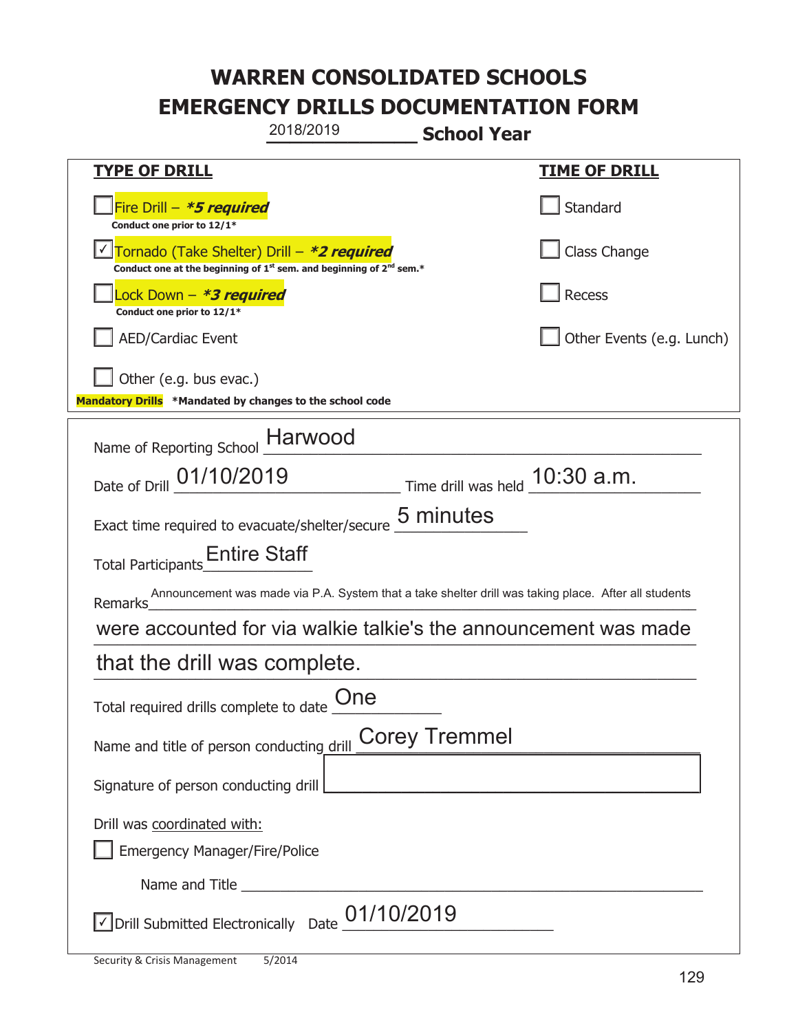# WARREN CONSOLIDATED SCHOOLS
# EMERGENCY DRILLS DOCUMENTATION FORM

2018/2019 **School Year**

| **TYPE OF DRILL** | **TIME OF DRILL** |
|---|---|
| ☐ Fire Drill – ***5 required*** <br> **Conduct one prior to 12/1*** | ☐ Standard |
| ☑ Tornado (Take Shelter) Drill – ***2 required*** <br> **Conduct one at the beginning of 1st sem. and beginning of 2nd sem.*** | ☐ Class Change |
| ☐ Lock Down – ***3 required*** <br> **Conduct one prior to 12/1*** | ☐ Recess |
| ☐ AED/Cardiac Event | ☐ Other Events (e.g. Lunch) |
| ☐ Other (e.g. bus evac.) | |

**Mandatory Drills** **\*Mandated by changes to the school code**

Name of Reporting School: Harwood

Date of Drill: 01/10/2019 Time drill was held: 10:30 a.m.

Exact time required to evacuate/shelter/secure: 5 minutes

Total Participants: Entire Staff

Remarks: Announcement was made via P.A. System that a take shelter drill was taking place. After all students were accounted for via walkie talkie's the announcement was made that the drill was complete.

Total required drills complete to date: One

Name and title of person conducting drill: Corey Tremmel

Signature of person conducting drill: 

Drill was coordinated with:

☐ Emergency Manager/Fire/Police

Name and Title: 

☑ Drill Submitted Electronically Date: 01/10/2019

Security & Crisis Management 5/2014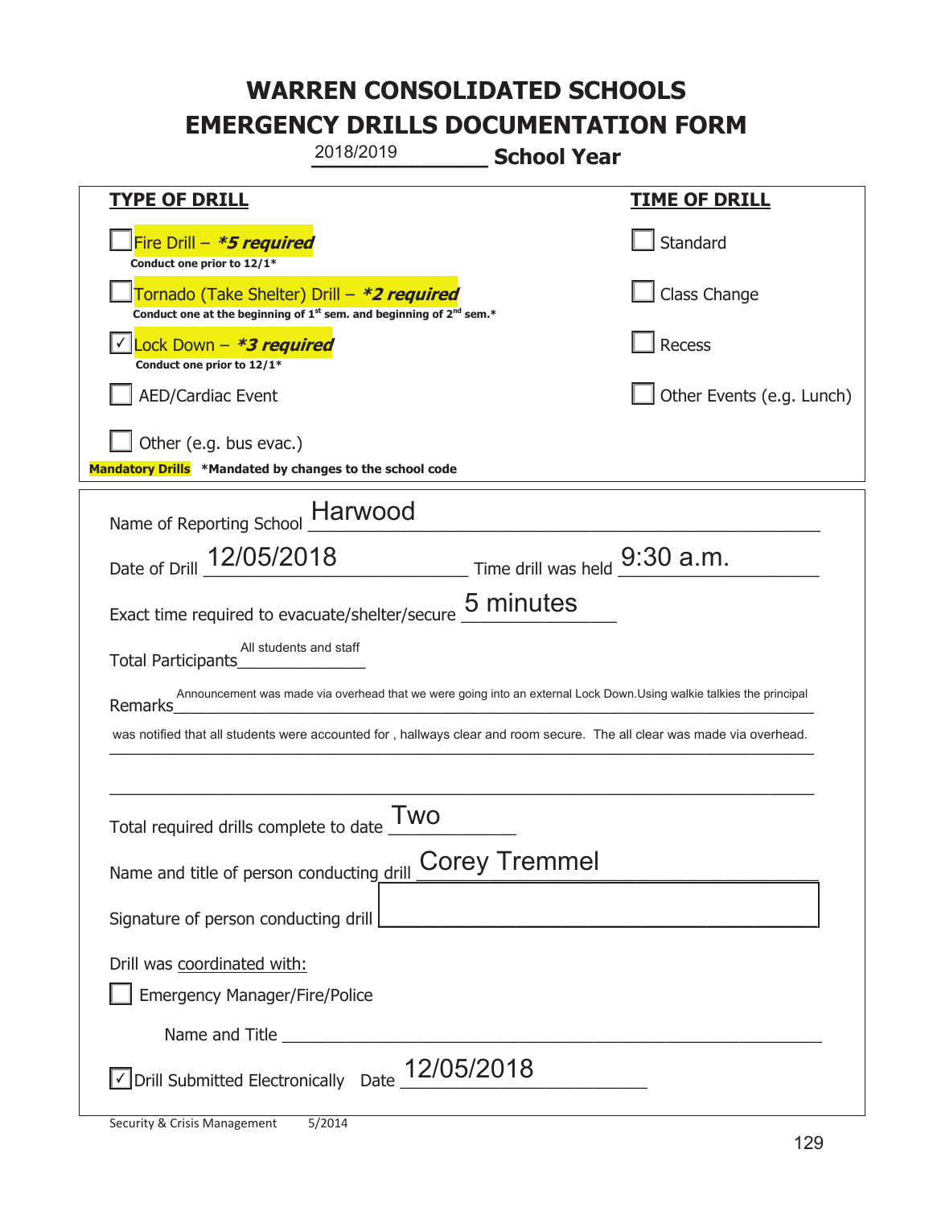# WARREN CONSOLIDATED SCHOOLS
# EMERGENCY DRILLS DOCUMENTATION FORM

2018/2019 **School Year**

| **TYPE OF DRILL** | **TIME OF DRILL** |
|---|---|
| ☐ Fire Drill – ***5 required*** <br> **Conduct one prior to 12/1*** | ☐ Standard |
| ☐ Tornado (Take Shelter) Drill – ***2 required*** <br> **Conduct one at the beginning of 1st sem. and beginning of 2nd sem.*** | ☐ Class Change |
| ☑ Lock Down – ***3 required*** <br> **Conduct one prior to 12/1*** | ☐ Recess |
| ☐ AED/Cardiac Event | ☐ Other Events (e.g. Lunch) |
| ☐ Other (e.g. bus evac.) | |

**Mandatory Drills** ***Mandated by changes to the school code**

Name of Reporting School: Harwood

Date of Drill: 12/05/2018 Time drill was held: 9:30 a.m.

Exact time required to evacuate/shelter/secure: 5 minutes

Total Participants: All students and staff

Remarks: Announcement was made via overhead that we were going into an external Lock Down.Using walkie talkies the principal was notified that all students were accounted for , hallways clear and room secure. The all clear was made via overhead.

Total required drills complete to date: Two

Name and title of person conducting drill: Corey Tremmel

Signature of person conducting drill: 

Drill was coordinated with:

☐ Emergency Manager/Fire/Police

Name and Title: 

☑ Drill Submitted Electronically Date: 12/05/2018

Security & Crisis Management 5/2014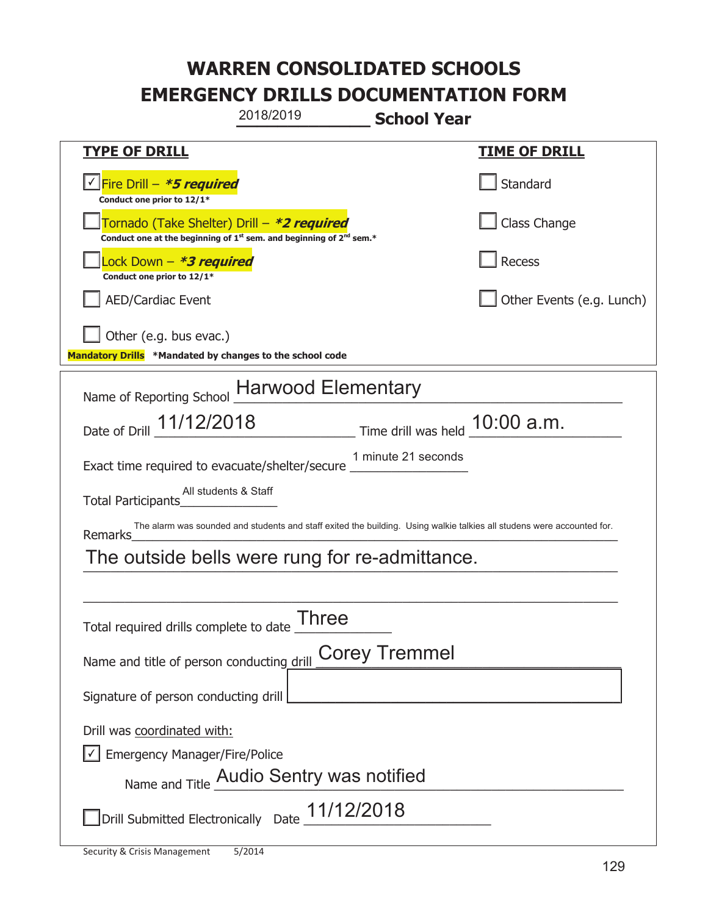# WARREN CONSOLIDATED SCHOOLS
# EMERGENCY DRILLS DOCUMENTATION FORM

2018/2019 **School Year**

| **TYPE OF DRILL** | **TIME OF DRILL** |
|---|---|
| ☑ Fire Drill – ***5 required*** <br> **Conduct one prior to 12/1*** | ☐ Standard |
| ☐ Tornado (Take Shelter) Drill – ***2 required*** <br> **Conduct one at the beginning of 1st sem. and beginning of 2nd sem.*** | ☐ Class Change |
| ☐ Lock Down – ***3 required*** <br> **Conduct one prior to 12/1*** | ☐ Recess |
| ☐ AED/Cardiac Event | ☐ Other Events (e.g. Lunch) |
| ☐ Other (e.g. bus evac.) | |

**Mandatory Drills** ***Mandated by changes to the school code**

Name of Reporting School: Harwood Elementary

Date of Drill: 11/12/2018 Time drill was held: 10:00 a.m.

Exact time required to evacuate/shelter/secure: 1 minute 21 seconds

Total Participants: All students & Staff

Remarks: The alarm was sounded and students and staff exited the building. Using walkie talkies all studens were accounted for. The outside bells were rung for re-admittance.

Total required drills complete to date: Three

Name and title of person conducting drill: Corey Tremmel

Signature of person conducting drill:

Drill was coordinated with:

☑ Emergency Manager/Fire/Police

Name and Title: Audio Sentry was notified

☐ Drill Submitted Electronically Date: 11/12/2018

Security & Crisis Management 5/2014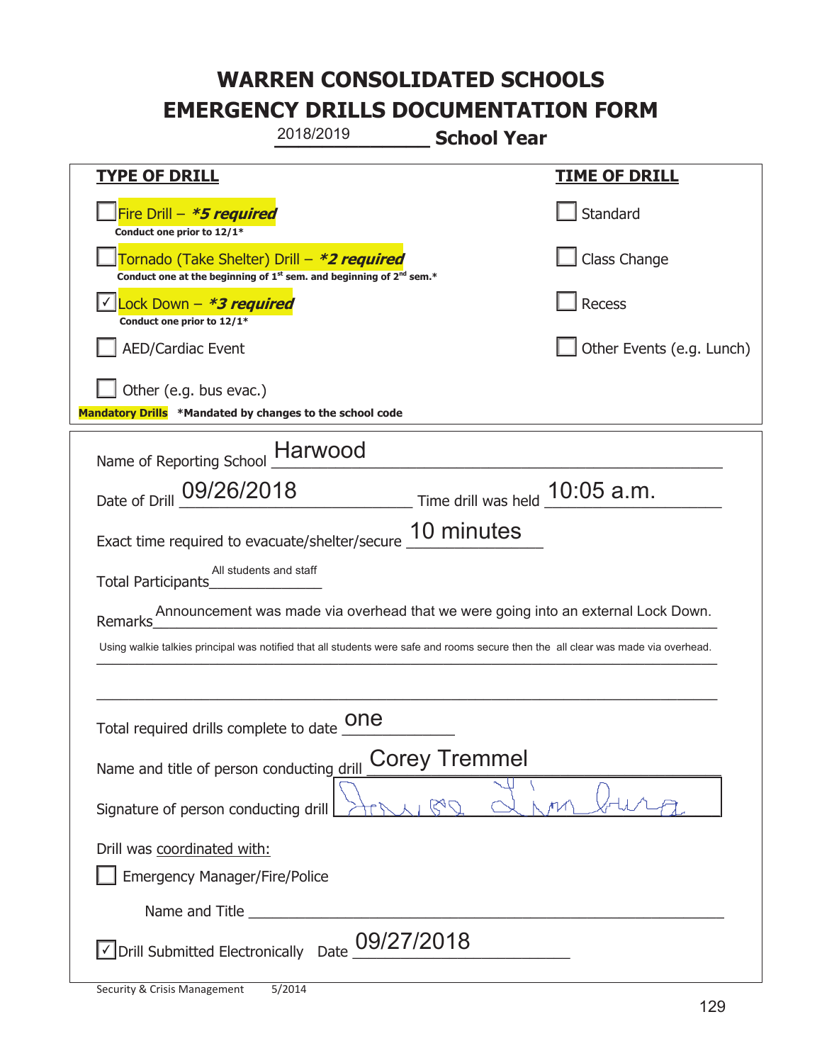# WARREN CONSOLIDATED SCHOOLS
# EMERGENCY DRILLS DOCUMENTATION FORM

2018/2019 **School Year**

| **TYPE OF DRILL** | **TIME OF DRILL** |
|---|---|
| ☐ Fire Drill – ***5 required*** <br> **Conduct one prior to 12/1*** | ☐ Standard |
| ☐ Tornado (Take Shelter) Drill – ***2 required*** <br> **Conduct one at the beginning of 1st sem. and beginning of 2nd sem.*** | ☐ Class Change |
| ☑ Lock Down – ***3 required*** <br> **Conduct one prior to 12/1*** | ☐ Recess |
| ☐ AED/Cardiac Event | ☐ Other Events (e.g. Lunch) |
| ☐ Other (e.g. bus evac.) | |

**Mandatory Drills** ***Mandated by changes to the school code**

Name of Reporting School: Harwood

Date of Drill: 09/26/2018 Time drill was held: 10:05 a.m.

Exact time required to evacuate/shelter/secure: 10 minutes

Total Participants: All students and staff

Remarks: Announcement was made via overhead that we were going into an external Lock Down. Using walkie talkies principal was notified that all students were safe and rooms secure then the all clear was made via overhead.

Total required drills complete to date: one

Name and title of person conducting drill: Corey Tremmel

Signature of person conducting drill: [signature]

Drill was coordinated with:

☐ Emergency Manager/Fire/Police

Name and Title: ______________________

☑ Drill Submitted Electronically Date: 09/27/2018

Security & Crisis Management 5/2014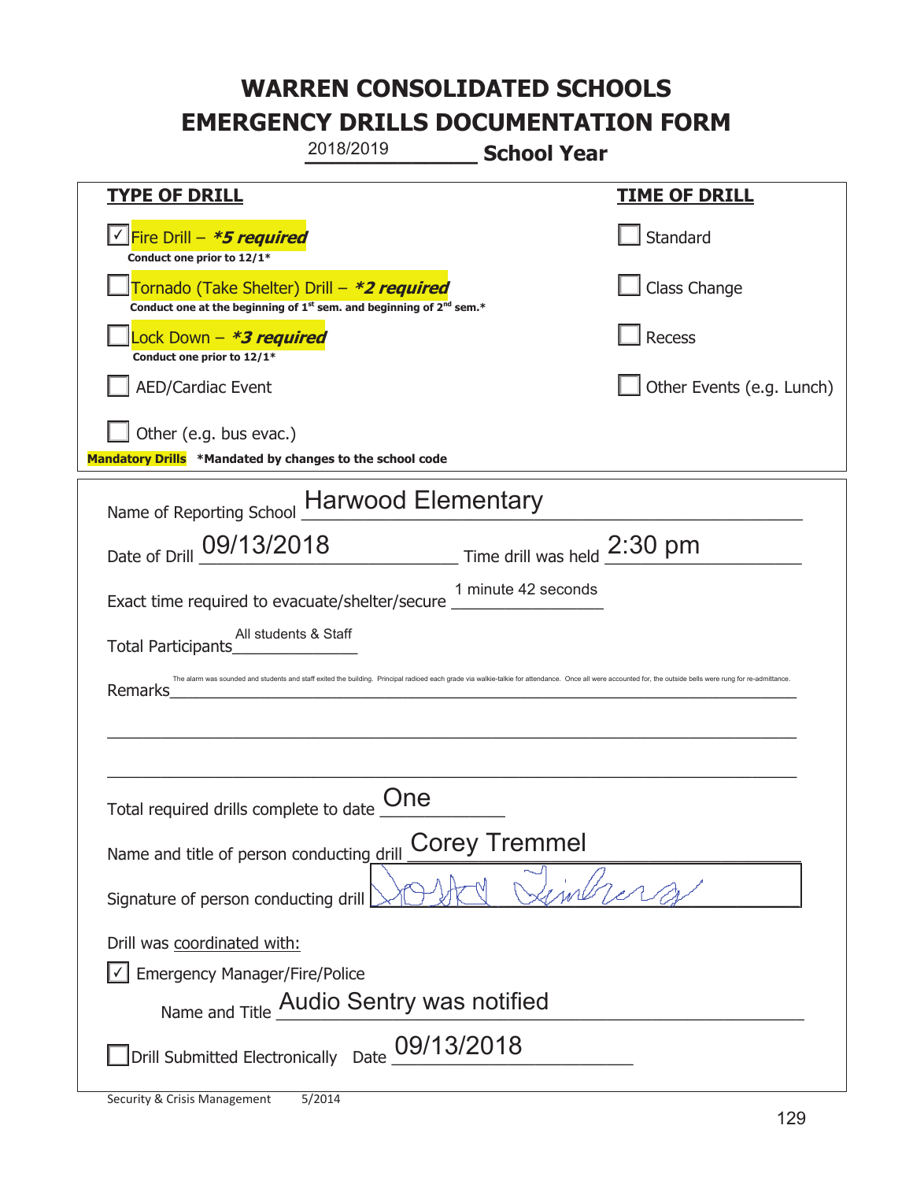# WARREN CONSOLIDATED SCHOOLS
# EMERGENCY DRILLS DOCUMENTATION FORM

2018/2019 **School Year**

| **TYPE OF DRILL** | **TIME OF DRILL** |
|---|---|
| ☑ Fire Drill – ***5 required*** <br> **Conduct one prior to 12/1*** | ☐ Standard |
| ☐ Tornado (Take Shelter) Drill – ***2 required*** <br> **Conduct one at the beginning of 1st sem. and beginning of 2nd sem.*** | ☐ Class Change |
| ☐ Lock Down – ***3 required*** <br> **Conduct one prior to 12/1*** | ☐ Recess |
| ☐ AED/Cardiac Event | ☐ Other Events (e.g. Lunch) |
| ☐ Other (e.g. bus evac.) | |

**Mandatory Drills** **\*Mandated by changes to the school code**

Name of Reporting School: Harwood Elementary

Date of Drill: 09/13/2018 Time drill was held: 2:30 pm

Exact time required to evacuate/shelter/secure: 1 minute 42 seconds

Total Participants: All students & Staff

Remarks: The alarm was sounded and students and staff exited the building. Principal radioed each grade via walkie-talkie for attendance. Once all were accounted for, the outside bells were rung for re-admittance.

Total required drills complete to date: One

Name and title of person conducting drill: Corey Tremmel

Signature of person conducting drill: [signature]

Drill was coordinated with:

☑ Emergency Manager/Fire/Police

Name and Title: Audio Sentry was notified

☐ Drill Submitted Electronically Date: 09/13/2018

Security & Crisis Management 5/2014